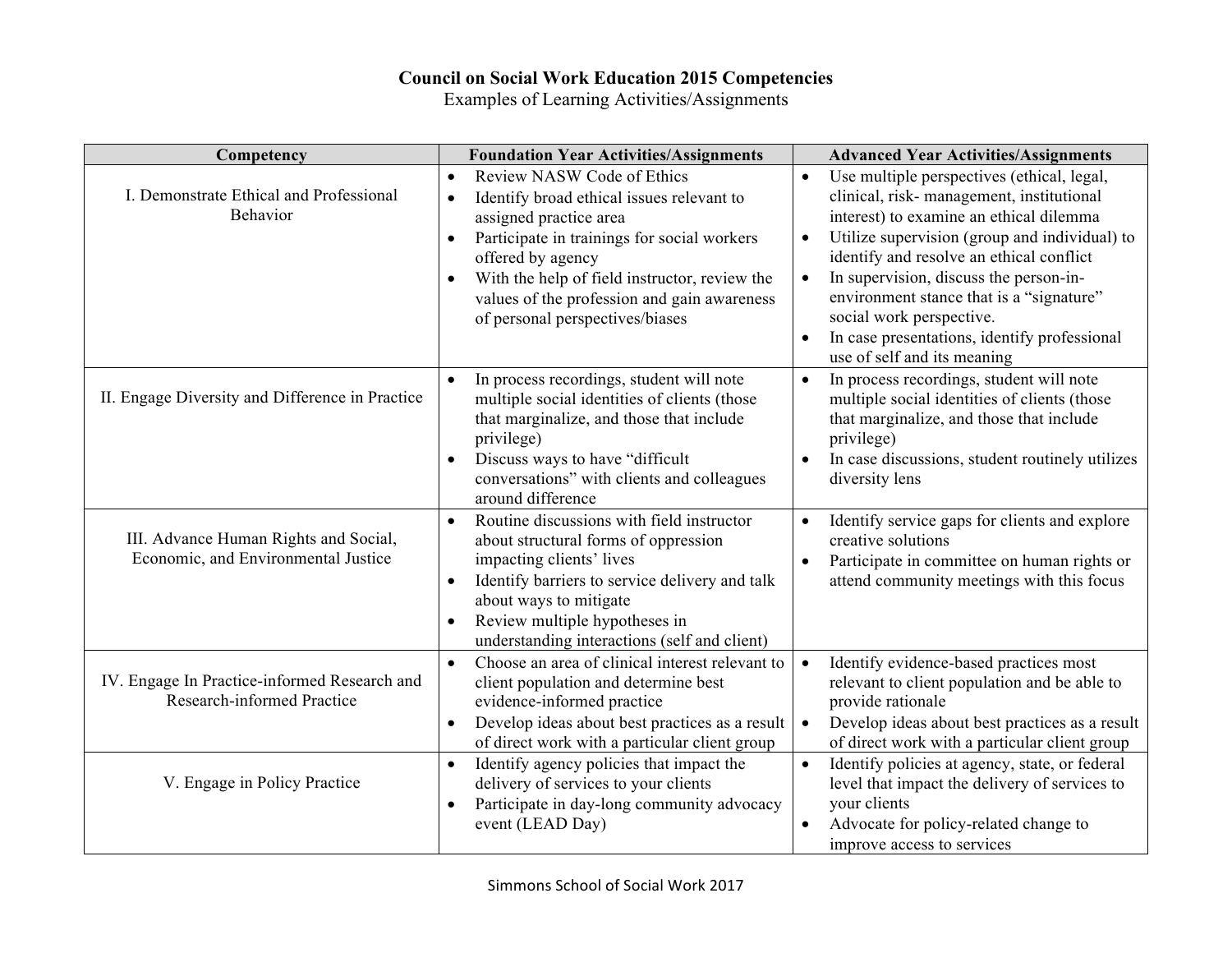**Council on Social Work Education 2015 Competencies**

Examples of Learning Activities/Assignments

| Competency | Foundation Year Activities/Assignments | Advanced Year Activities/Assignments |
|---|---|---|
| I. Demonstrate Ethical and Professional Behavior | • Review NASW Code of Ethics<br>• Identify broad ethical issues relevant to assigned practice area<br>• Participate in trainings for social workers offered by agency<br>• With the help of field instructor, review the values of the profession and gain awareness of personal perspectives/biases | • Use multiple perspectives (ethical, legal, clinical, risk- management, institutional interest) to examine an ethical dilemma<br>• Utilize supervision (group and individual) to identify and resolve an ethical conflict<br>• In supervision, discuss the person-in-environment stance that is a "signature" social work perspective.<br>• In case presentations, identify professional use of self and its meaning |
| II. Engage Diversity and Difference in Practice | • In process recordings, student will note multiple social identities of clients (those that marginalize, and those that include privilege)<br>• Discuss ways to have "difficult conversations" with clients and colleagues around difference | • In process recordings, student will note multiple social identities of clients (those that marginalize, and those that include privilege)<br>• In case discussions, student routinely utilizes diversity lens |
| III. Advance Human Rights and Social, Economic, and Environmental Justice | • Routine discussions with field instructor about structural forms of oppression impacting clients' lives<br>• Identify barriers to service delivery and talk about ways to mitigate<br>• Review multiple hypotheses in understanding interactions (self and client) | • Identify service gaps for clients and explore creative solutions<br>• Participate in committee on human rights or attend community meetings with this focus |
| IV. Engage In Practice-informed Research and Research-informed Practice | • Choose an area of clinical interest relevant to client population and determine best evidence-informed practice<br>• Develop ideas about best practices as a result of direct work with a particular client group | • Identify evidence-based practices most relevant to client population and be able to provide rationale<br>• Develop ideas about best practices as a result of direct work with a particular client group |
| V. Engage in Policy Practice | • Identify agency policies that impact the delivery of services to your clients<br>• Participate in day-long community advocacy event (LEAD Day) | • Identify policies at agency, state, or federal level that impact the delivery of services to your clients<br>• Advocate for policy-related change to improve access to services |

Simmons School of Social Work 2017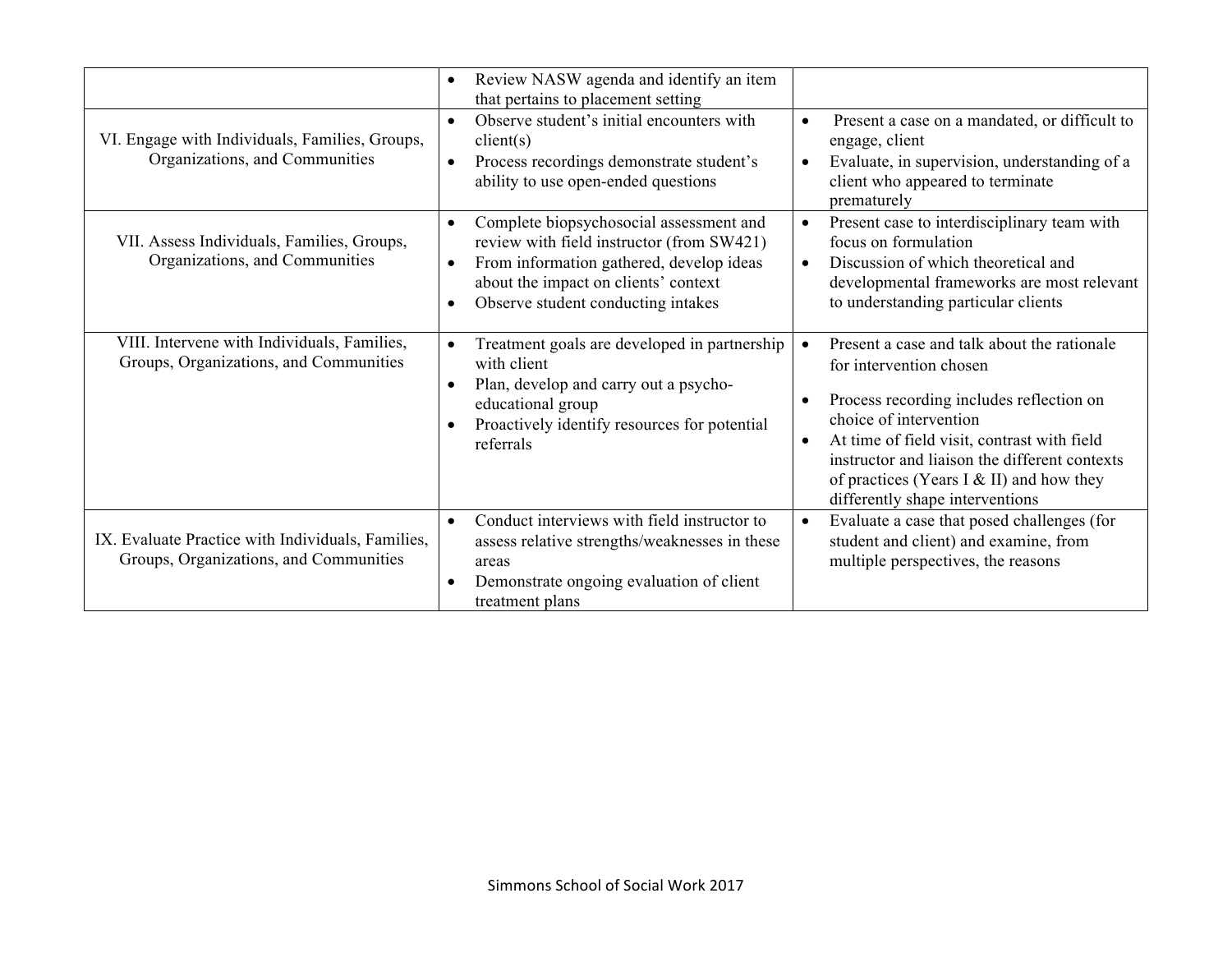| | | |
|---|---|---|
| | • Review NASW agenda and identify an item that pertains to placement setting | |
| VI. Engage with Individuals, Families, Groups, Organizations, and Communities | • Observe student's initial encounters with client(s)<br>• Process recordings demonstrate student's ability to use open-ended questions | • Present a case on a mandated, or difficult to engage, client<br>• Evaluate, in supervision, understanding of a client who appeared to terminate prematurely |
| VII. Assess Individuals, Families, Groups, Organizations, and Communities | • Complete biopsychosocial assessment and review with field instructor (from SW421)<br>• From information gathered, develop ideas about the impact on clients' context<br>• Observe student conducting intakes | • Present case to interdisciplinary team with focus on formulation<br>• Discussion of which theoretical and developmental frameworks are most relevant to understanding particular clients |
| VIII. Intervene with Individuals, Families, Groups, Organizations, and Communities | • Treatment goals are developed in partnership with client<br>• Plan, develop and carry out a psycho-educational group<br>• Proactively identify resources for potential referrals | • Present a case and talk about the rationale for intervention chosen<br>• Process recording includes reflection on choice of intervention<br>• At time of field visit, contrast with field instructor and liaison the different contexts of practices (Years I & II) and how they differently shape interventions |
| IX. Evaluate Practice with Individuals, Families, Groups, Organizations, and Communities | • Conduct interviews with field instructor to assess relative strengths/weaknesses in these areas<br>• Demonstrate ongoing evaluation of client treatment plans | • Evaluate a case that posed challenges (for student and client) and examine, from multiple perspectives, the reasons |